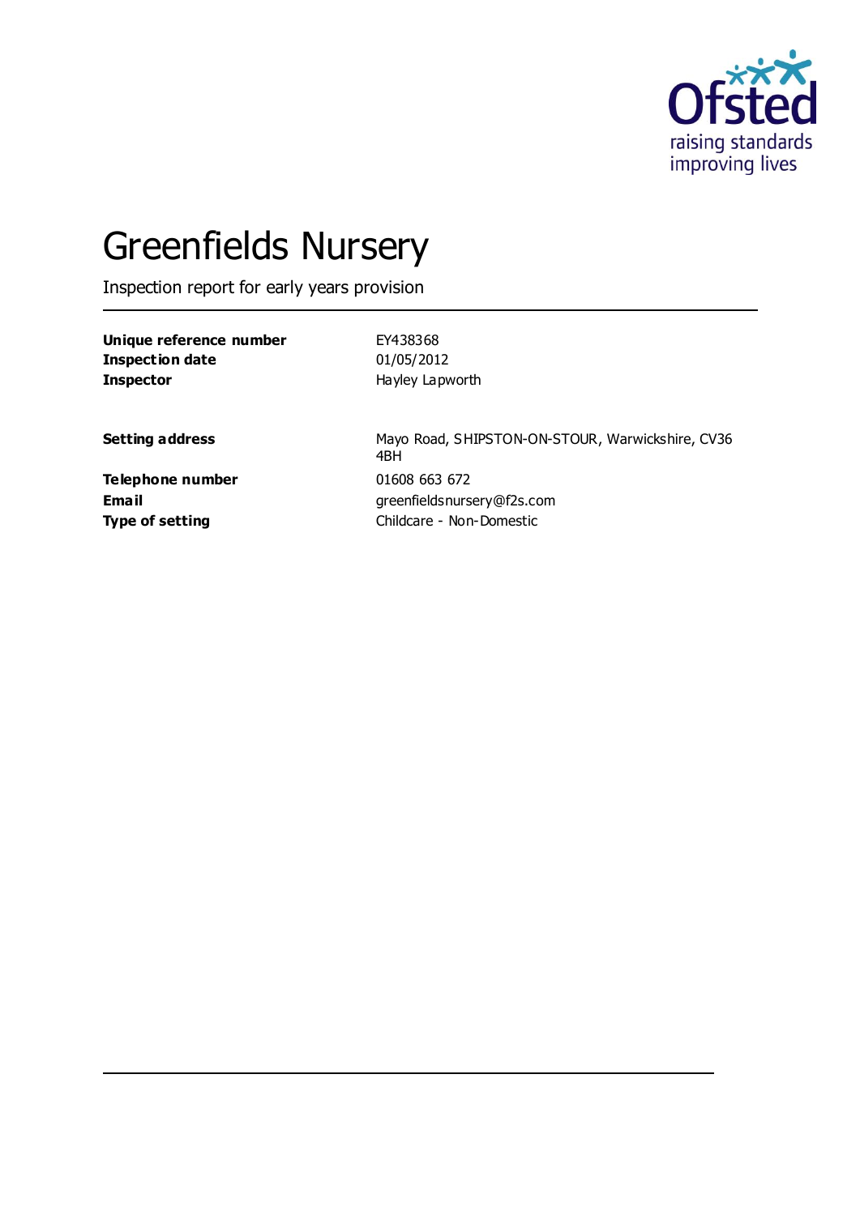# Greenfields Nursery

Inspection report for early years provision

| | |
|---|---|
| **Unique reference number** | EY438368 |
| **Inspection date** | 01/05/2012 |
| **Inspector** | Hayley Lapworth |

| | |
|---|---|
| **Setting address** | Mayo Road, SHIPSTON-ON-STOUR, Warwickshire, CV36 4BH |
| **Telephone number** | 01608 663 672 |
| **Email** | greenfieldsnursery@f2s.com |
| **Type of setting** | Childcare - Non-Domestic |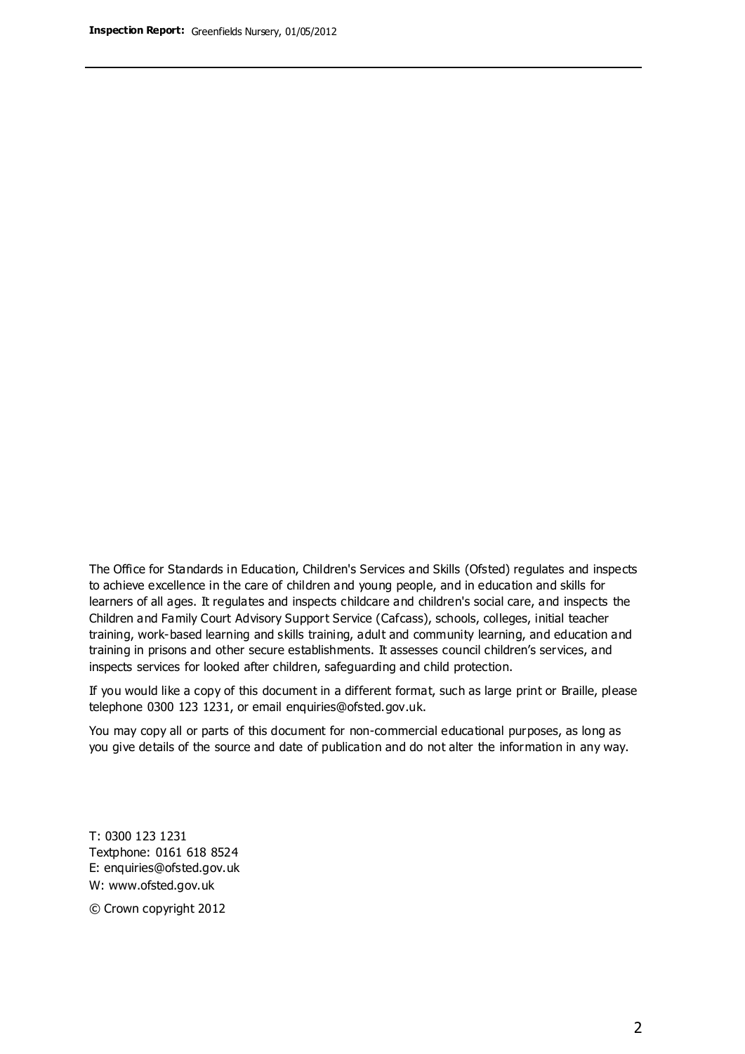The Office for Standards in Education, Children's Services and Skills (Ofsted) regulates and inspects to achieve excellence in the care of children and young people, and in education and skills for learners of all ages. It regulates and inspects childcare and children's social care, and inspects the Children and Family Court Advisory Support Service (Cafcass), schools, colleges, initial teacher training, work-based learning and skills training, adult and community learning, and education and training in prisons and other secure establishments. It assesses council children's services, and inspects services for looked after children, safeguarding and child protection.

If you would like a copy of this document in a different format, such as large print or Braille, please telephone 0300 123 1231, or email enquiries@ofsted.gov.uk.

You may copy all or parts of this document for non-commercial educational purposes, as long as you give details of the source and date of publication and do not alter the information in any way.

T: 0300 123 1231
Textphone: 0161 618 8524
E: enquiries@ofsted.gov.uk
W: www.ofsted.gov.uk

© Crown copyright 2012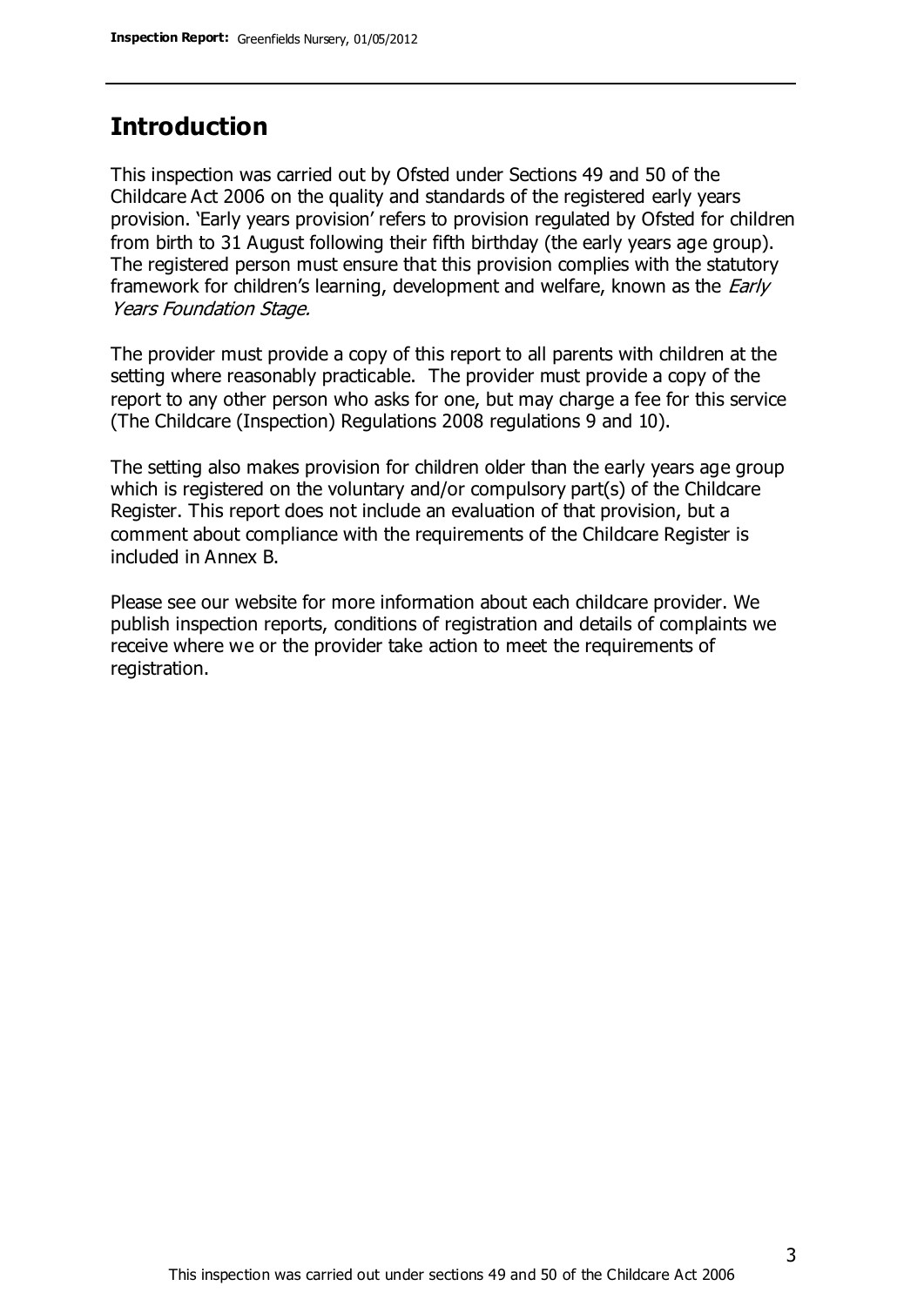## Introduction

This inspection was carried out by Ofsted under Sections 49 and 50 of the Childcare Act 2006 on the quality and standards of the registered early years provision. 'Early years provision' refers to provision regulated by Ofsted for children from birth to 31 August following their fifth birthday (the early years age group). The registered person must ensure that this provision complies with the statutory framework for children's learning, development and welfare, known as the *Early Years Foundation Stage.*

The provider must provide a copy of this report to all parents with children at the setting where reasonably practicable. The provider must provide a copy of the report to any other person who asks for one, but may charge a fee for this service (The Childcare (Inspection) Regulations 2008 regulations 9 and 10).

The setting also makes provision for children older than the early years age group which is registered on the voluntary and/or compulsory part(s) of the Childcare Register. This report does not include an evaluation of that provision, but a comment about compliance with the requirements of the Childcare Register is included in Annex B.

Please see our website for more information about each childcare provider. We publish inspection reports, conditions of registration and details of complaints we receive where we or the provider take action to meet the requirements of registration.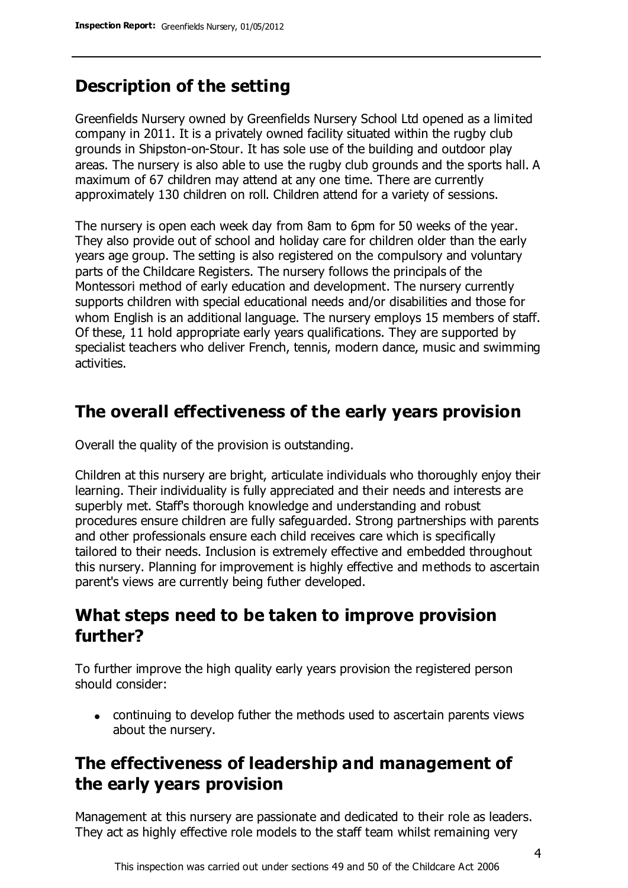## Description of the setting

Greenfields Nursery owned by Greenfields Nursery School Ltd opened as a limited company in 2011. It is a privately owned facility situated within the rugby club grounds in Shipston-on-Stour. It has sole use of the building and outdoor play areas. The nursery is also able to use the rugby club grounds and the sports hall. A maximum of 67 children may attend at any one time. There are currently approximately 130 children on roll. Children attend for a variety of sessions.

The nursery is open each week day from 8am to 6pm for 50 weeks of the year. They also provide out of school and holiday care for children older than the early years age group. The setting is also registered on the compulsory and voluntary parts of the Childcare Registers. The nursery follows the principals of the Montessori method of early education and development. The nursery currently supports children with special educational needs and/or disabilities and those for whom English is an additional language. The nursery employs 15 members of staff. Of these, 11 hold appropriate early years qualifications. They are supported by specialist teachers who deliver French, tennis, modern dance, music and swimming activities.

## The overall effectiveness of the early years provision

Overall the quality of the provision is outstanding.

Children at this nursery are bright, articulate individuals who thoroughly enjoy their learning. Their individuality is fully appreciated and their needs and interests are superbly met. Staff's thorough knowledge and understanding and robust procedures ensure children are fully safeguarded. Strong partnerships with parents and other professionals ensure each child receives care which is specifically tailored to their needs. Inclusion is extremely effective and embedded throughout this nursery. Planning for improvement is highly effective and methods to ascertain parent's views are currently being futher developed.

## What steps need to be taken to improve provision further?

To further improve the high quality early years provision the registered person should consider:

- continuing to develop futher the methods used to ascertain parents views about the nursery.

## The effectiveness of leadership and management of the early years provision

Management at this nursery are passionate and dedicated to their role as leaders. They act as highly effective role models to the staff team whilst remaining very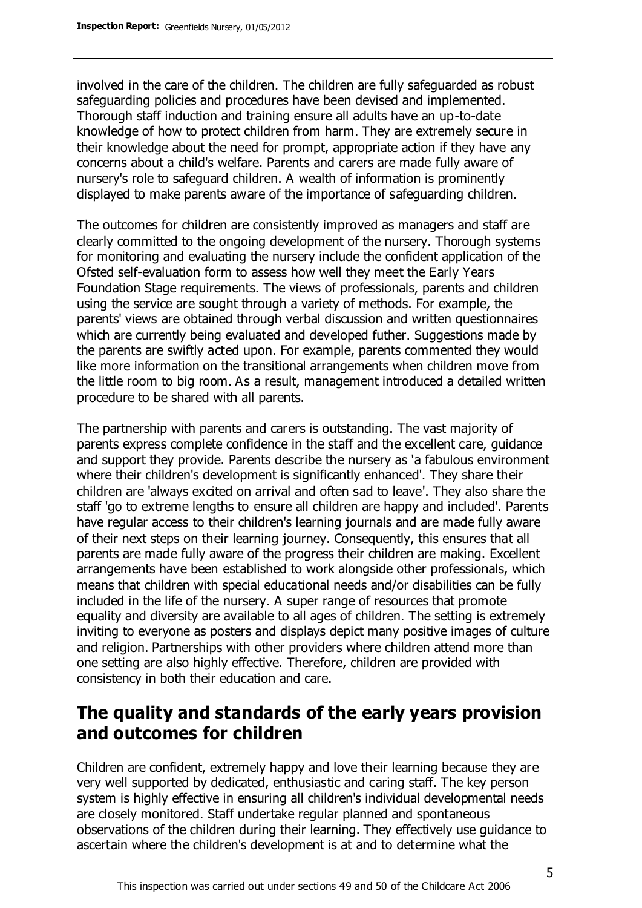involved in the care of the children. The children are fully safeguarded as robust safeguarding policies and procedures have been devised and implemented. Thorough staff induction and training ensure all adults have an up-to-date knowledge of how to protect children from harm. They are extremely secure in their knowledge about the need for prompt, appropriate action if they have any concerns about a child's welfare. Parents and carers are made fully aware of nursery's role to safeguard children. A wealth of information is prominently displayed to make parents aware of the importance of safeguarding children.

The outcomes for children are consistently improved as managers and staff are clearly committed to the ongoing development of the nursery. Thorough systems for monitoring and evaluating the nursery include the confident application of the Ofsted self-evaluation form to assess how well they meet the Early Years Foundation Stage requirements. The views of professionals, parents and children using the service are sought through a variety of methods. For example, the parents' views are obtained through verbal discussion and written questionnaires which are currently being evaluated and developed futher. Suggestions made by the parents are swiftly acted upon. For example, parents commented they would like more information on the transitional arrangements when children move from the little room to big room. As a result, management introduced a detailed written procedure to be shared with all parents.

The partnership with parents and carers is outstanding. The vast majority of parents express complete confidence in the staff and the excellent care, guidance and support they provide. Parents describe the nursery as 'a fabulous environment where their children's development is significantly enhanced'. They share their children are 'always excited on arrival and often sad to leave'. They also share the staff 'go to extreme lengths to ensure all children are happy and included'. Parents have regular access to their children's learning journals and are made fully aware of their next steps on their learning journey. Consequently, this ensures that all parents are made fully aware of the progress their children are making. Excellent arrangements have been established to work alongside other professionals, which means that children with special educational needs and/or disabilities can be fully included in the life of the nursery. A super range of resources that promote equality and diversity are available to all ages of children. The setting is extremely inviting to everyone as posters and displays depict many positive images of culture and religion. Partnerships with other providers where children attend more than one setting are also highly effective. Therefore, children are provided with consistency in both their education and care.

## The quality and standards of the early years provision and outcomes for children

Children are confident, extremely happy and love their learning because they are very well supported by dedicated, enthusiastic and caring staff. The key person system is highly effective in ensuring all children's individual developmental needs are closely monitored. Staff undertake regular planned and spontaneous observations of the children during their learning. They effectively use guidance to ascertain where the children's development is at and to determine what the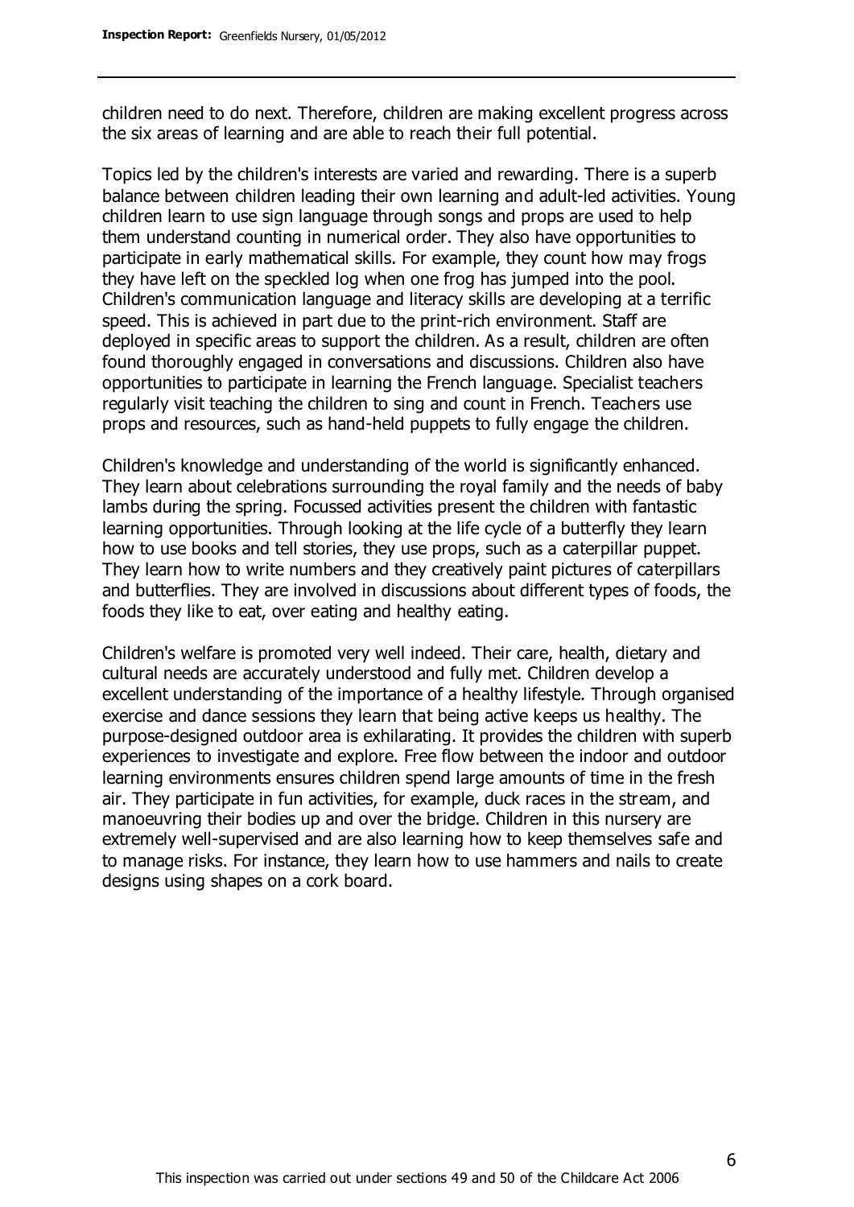children need to do next. Therefore, children are making excellent progress across the six areas of learning and are able to reach their full potential.

Topics led by the children's interests are varied and rewarding. There is a superb balance between children leading their own learning and adult-led activities. Young children learn to use sign language through songs and props are used to help them understand counting in numerical order. They also have opportunities to participate in early mathematical skills. For example, they count how may frogs they have left on the speckled log when one frog has jumped into the pool. Children's communication language and literacy skills are developing at a terrific speed. This is achieved in part due to the print-rich environment. Staff are deployed in specific areas to support the children. As a result, children are often found thoroughly engaged in conversations and discussions. Children also have opportunities to participate in learning the French language. Specialist teachers regularly visit teaching the children to sing and count in French. Teachers use props and resources, such as hand-held puppets to fully engage the children.

Children's knowledge and understanding of the world is significantly enhanced. They learn about celebrations surrounding the royal family and the needs of baby lambs during the spring. Focussed activities present the children with fantastic learning opportunities. Through looking at the life cycle of a butterfly they learn how to use books and tell stories, they use props, such as a caterpillar puppet. They learn how to write numbers and they creatively paint pictures of caterpillars and butterflies. They are involved in discussions about different types of foods, the foods they like to eat, over eating and healthy eating.

Children's welfare is promoted very well indeed. Their care, health, dietary and cultural needs are accurately understood and fully met. Children develop a excellent understanding of the importance of a healthy lifestyle. Through organised exercise and dance sessions they learn that being active keeps us healthy. The purpose-designed outdoor area is exhilarating. It provides the children with superb experiences to investigate and explore. Free flow between the indoor and outdoor learning environments ensures children spend large amounts of time in the fresh air. They participate in fun activities, for example, duck races in the stream, and manoeuvring their bodies up and over the bridge. Children in this nursery are extremely well-supervised and are also learning how to keep themselves safe and to manage risks. For instance, they learn how to use hammers and nails to create designs using shapes on a cork board.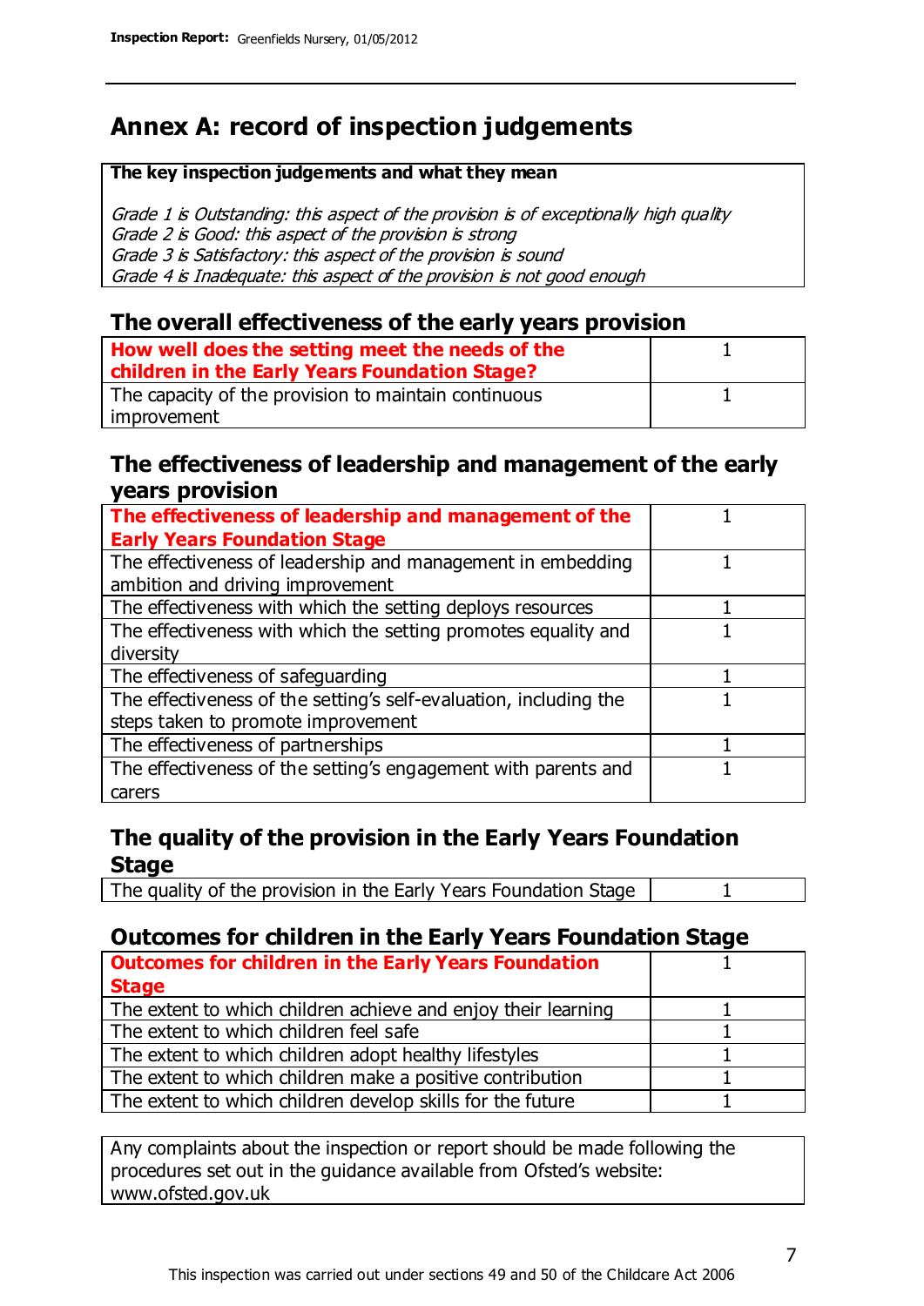# Annex A: record of inspection judgements

**The key inspection judgements and what they mean**

*Grade 1 is Outstanding: this aspect of the provision is of exceptionally high quality*
*Grade 2 is Good: this aspect of the provision is strong*
*Grade 3 is Satisfactory: this aspect of the provision is sound*
*Grade 4 is Inadequate: this aspect of the provision is not good enough*

## The overall effectiveness of the early years provision

| | |
|---|---|
| **How well does the setting meet the needs of the children in the Early Years Foundation Stage?** | 1 |
| The capacity of the provision to maintain continuous improvement | 1 |

## The effectiveness of leadership and management of the early years provision

| | |
|---|---|
| **The effectiveness of leadership and management of the Early Years Foundation Stage** | 1 |
| The effectiveness of leadership and management in embedding ambition and driving improvement | 1 |
| The effectiveness with which the setting deploys resources | 1 |
| The effectiveness with which the setting promotes equality and diversity | 1 |
| The effectiveness of safeguarding | 1 |
| The effectiveness of the setting's self-evaluation, including the steps taken to promote improvement | 1 |
| The effectiveness of partnerships | 1 |
| The effectiveness of the setting's engagement with parents and carers | 1 |

## The quality of the provision in the Early Years Foundation Stage

| | |
|---|---|
| The quality of the provision in the Early Years Foundation Stage | 1 |

## Outcomes for children in the Early Years Foundation Stage

| | |
|---|---|
| **Outcomes for children in the Early Years Foundation Stage** | 1 |
| The extent to which children achieve and enjoy their learning | 1 |
| The extent to which children feel safe | 1 |
| The extent to which children adopt healthy lifestyles | 1 |
| The extent to which children make a positive contribution | 1 |
| The extent to which children develop skills for the future | 1 |

Any complaints about the inspection or report should be made following the procedures set out in the guidance available from Ofsted's website: www.ofsted.gov.uk

This inspection was carried out under sections 49 and 50 of the Childcare Act 2006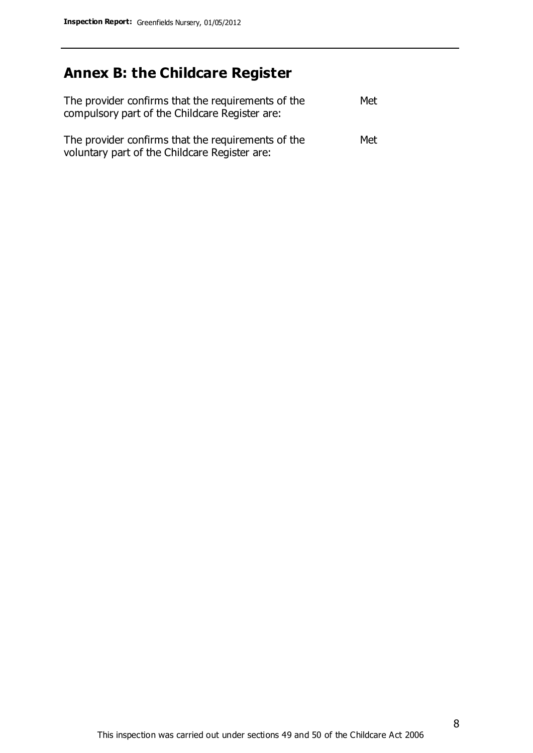## Annex B: the Childcare Register

| | |
|---|---|
| The provider confirms that the requirements of the compulsory part of the Childcare Register are: | Met |
| The provider confirms that the requirements of the voluntary part of the Childcare Register are: | Met |

This inspection was carried out under sections 49 and 50 of the Childcare Act 2006